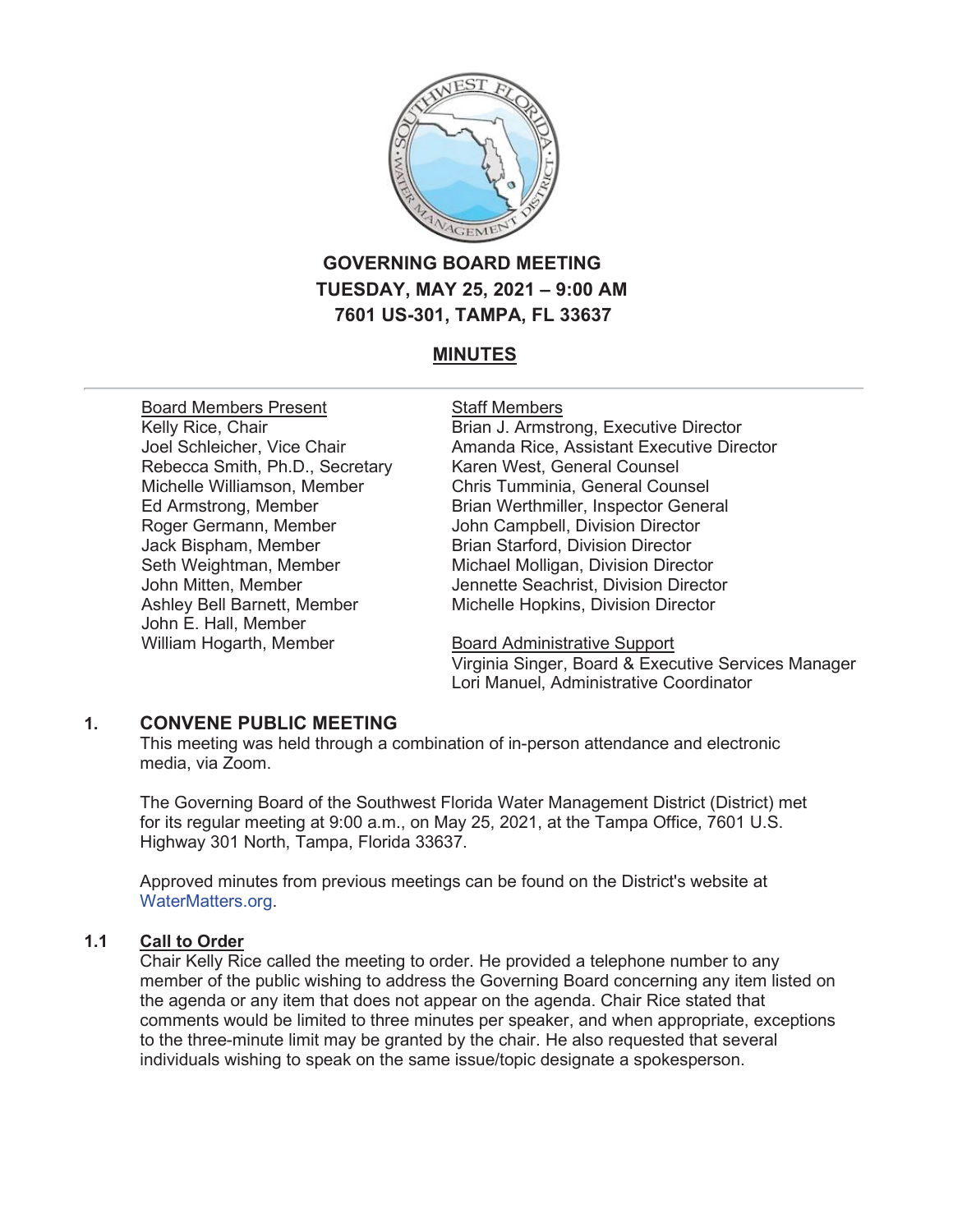# GOVERNING BOARD MEETING
## TUESDAY, MAY 25, 2021 – 9:00 AM
## 7601 US-301, TAMPA, FL 33637

## MINUTES

Board Members Present
Kelly Rice, Chair
Joel Schleicher, Vice Chair
Rebecca Smith, Ph.D., Secretary
Michelle Williamson, Member
Ed Armstrong, Member
Roger Germann, Member
Jack Bispham, Member
Seth Weightman, Member
John Mitten, Member
Ashley Bell Barnett, Member
John E. Hall, Member
William Hogarth, Member

Staff Members
Brian J. Armstrong, Executive Director
Amanda Rice, Assistant Executive Director
Karen West, General Counsel
Chris Tumminia, General Counsel
Brian Werthmiller, Inspector General
John Campbell, Division Director
Brian Starford, Division Director
Michael Molligan, Division Director
Jennette Seachrist, Division Director
Michelle Hopkins, Division Director

Board Administrative Support
Virginia Singer, Board & Executive Services Manager
Lori Manuel, Administrative Coordinator

## 1. CONVENE PUBLIC MEETING

This meeting was held through a combination of in-person attendance and electronic media, via Zoom.

The Governing Board of the Southwest Florida Water Management District (District) met for its regular meeting at 9:00 a.m., on May 25, 2021, at the Tampa Office, 7601 U.S. Highway 301 North, Tampa, Florida 33637.

Approved minutes from previous meetings can be found on the District's website at WaterMatters.org.

### 1.1 Call to Order

Chair Kelly Rice called the meeting to order. He provided a telephone number to any member of the public wishing to address the Governing Board concerning any item listed on the agenda or any item that does not appear on the agenda. Chair Rice stated that comments would be limited to three minutes per speaker, and when appropriate, exceptions to the three-minute limit may be granted by the chair. He also requested that several individuals wishing to speak on the same issue/topic designate a spokesperson.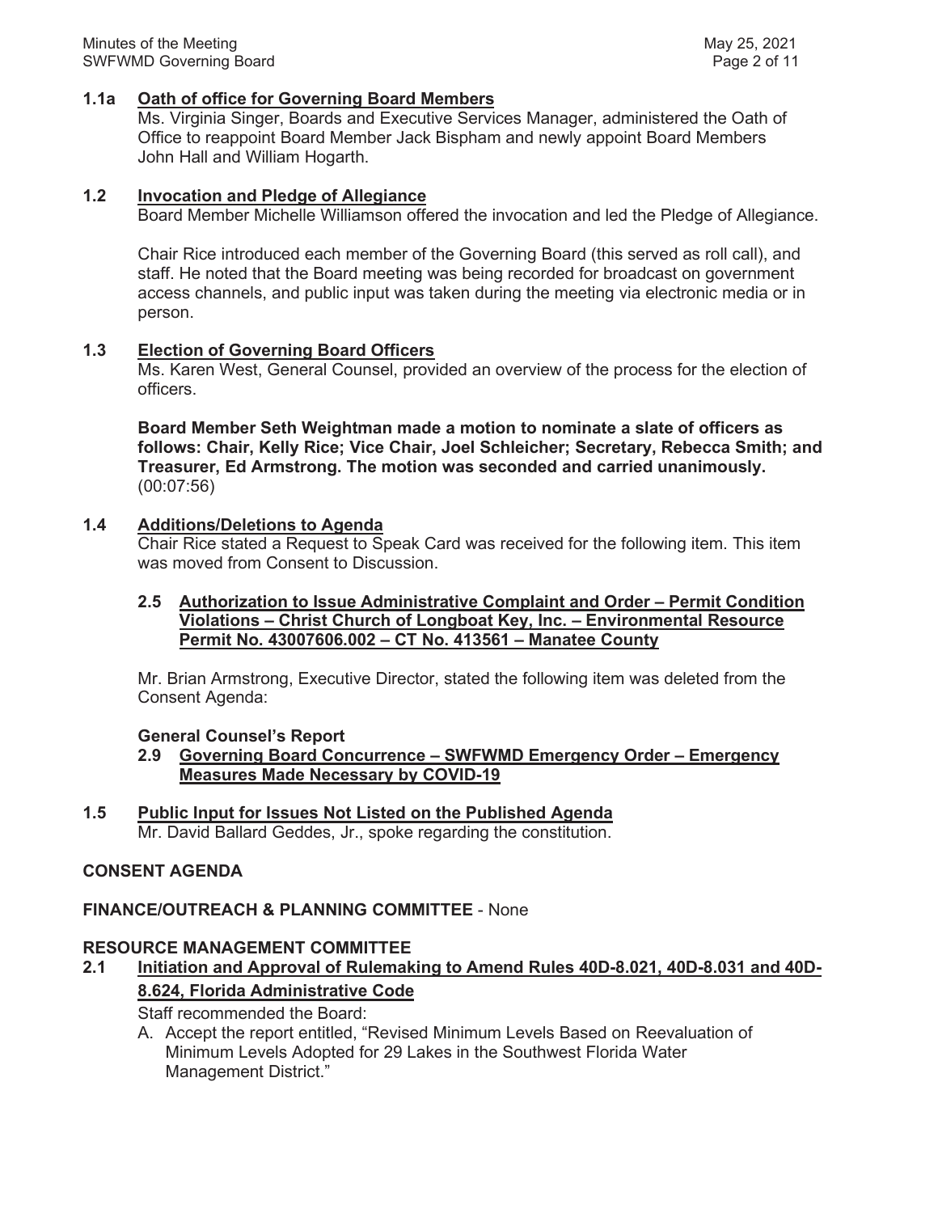### 1.1a Oath of office for Governing Board Members

Ms. Virginia Singer, Boards and Executive Services Manager, administered the Oath of Office to reappoint Board Member Jack Bispham and newly appoint Board Members John Hall and William Hogarth.

### 1.2 Invocation and Pledge of Allegiance

Board Member Michelle Williamson offered the invocation and led the Pledge of Allegiance.

Chair Rice introduced each member of the Governing Board (this served as roll call), and staff. He noted that the Board meeting was being recorded for broadcast on government access channels, and public input was taken during the meeting via electronic media or in person.

### 1.3 Election of Governing Board Officers

Ms. Karen West, General Counsel, provided an overview of the process for the election of officers.

**Board Member Seth Weightman made a motion to nominate a slate of officers as follows: Chair, Kelly Rice; Vice Chair, Joel Schleicher; Secretary, Rebecca Smith; and Treasurer, Ed Armstrong. The motion was seconded and carried unanimously.** (00:07:56)

### 1.4 Additions/Deletions to Agenda

Chair Rice stated a Request to Speak Card was received for the following item. This item was moved from Consent to Discussion.

**2.5 Authorization to Issue Administrative Complaint and Order – Permit Condition Violations – Christ Church of Longboat Key, Inc. – Environmental Resource Permit No. 43007606.002 – CT No. 413561 – Manatee County**

Mr. Brian Armstrong, Executive Director, stated the following item was deleted from the Consent Agenda:

**General Counsel's Report**

**2.9 Governing Board Concurrence – SWFWMD Emergency Order – Emergency Measures Made Necessary by COVID-19**

### 1.5 Public Input for Issues Not Listed on the Published Agenda

Mr. David Ballard Geddes, Jr., spoke regarding the constitution.

## CONSENT AGENDA

**FINANCE/OUTREACH & PLANNING COMMITTEE** - None

**RESOURCE MANAGEMENT COMMITTEE**

### 2.1 Initiation and Approval of Rulemaking to Amend Rules 40D-8.021, 40D-8.031 and 40D-8.624, Florida Administrative Code

Staff recommended the Board:

A. Accept the report entitled, "Revised Minimum Levels Based on Reevaluation of Minimum Levels Adopted for 29 Lakes in the Southwest Florida Water Management District."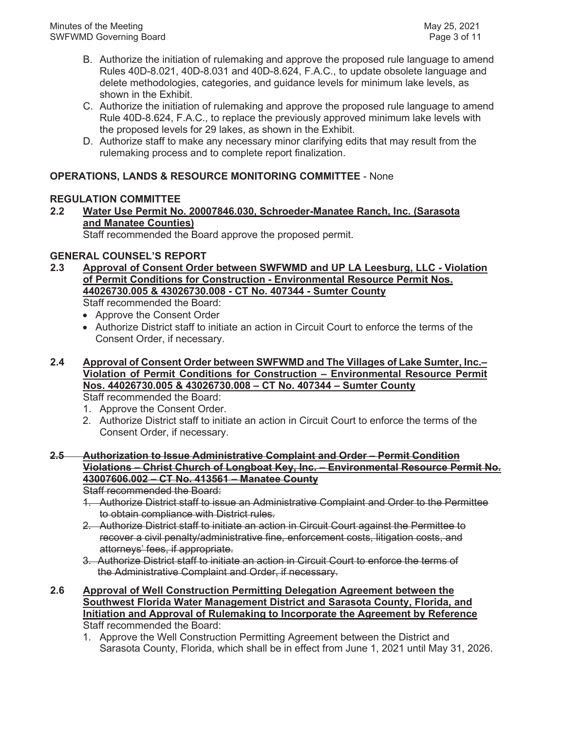B. Authorize the initiation of rulemaking and approve the proposed rule language to amend Rules 40D-8.021, 40D-8.031 and 40D-8.624, F.A.C., to update obsolete language and delete methodologies, categories, and guidance levels for minimum lake levels, as shown in the Exhibit.

C. Authorize the initiation of rulemaking and approve the proposed rule language to amend Rule 40D-8.624, F.A.C., to replace the previously approved minimum lake levels with the proposed levels for 29 lakes, as shown in the Exhibit.

D. Authorize staff to make any necessary minor clarifying edits that may result from the rulemaking process and to complete report finalization.

**OPERATIONS, LANDS & RESOURCE MONITORING COMMITTEE** - None

**REGULATION COMMITTEE**

**2.2 Water Use Permit No. 20007846.030, Schroeder-Manatee Ranch, Inc. (Sarasota and Manatee Counties)**

Staff recommended the Board approve the proposed permit.

**GENERAL COUNSEL'S REPORT**

**2.3 Approval of Consent Order between SWFWMD and UP LA Leesburg, LLC - Violation of Permit Conditions for Construction - Environmental Resource Permit Nos. 44026730.005 & 43026730.008 - CT No. 407344 - Sumter County**

Staff recommended the Board:

- Approve the Consent Order
- Authorize District staff to initiate an action in Circuit Court to enforce the terms of the Consent Order, if necessary.

**2.4 Approval of Consent Order between SWFWMD and The Villages of Lake Sumter, Inc.– Violation of Permit Conditions for Construction – Environmental Resource Permit Nos. 44026730.005 & 43026730.008 – CT No. 407344 – Sumter County**

Staff recommended the Board:

1. Approve the Consent Order.
2. Authorize District staff to initiate an action in Circuit Court to enforce the terms of the Consent Order, if necessary.

~~**2.5 Authorization to Issue Administrative Complaint and Order – Permit Condition Violations – Christ Church of Longboat Key, Inc. – Environmental Resource Permit No. 43007606.002 – CT No. 413561 – Manatee County**~~

~~Staff recommended the Board:~~

1. ~~Authorize District staff to issue an Administrative Complaint and Order to the Permittee to obtain compliance with District rules.~~
2. ~~Authorize District staff to initiate an action in Circuit Court against the Permittee to recover a civil penalty/administrative fine, enforcement costs, litigation costs, and attorneys' fees, if appropriate.~~
3. ~~Authorize District staff to initiate an action in Circuit Court to enforce the terms of the Administrative Complaint and Order, if necessary.~~

**2.6 Approval of Well Construction Permitting Delegation Agreement between the Southwest Florida Water Management District and Sarasota County, Florida, and Initiation and Approval of Rulemaking to Incorporate the Agreement by Reference**

Staff recommended the Board:

1. Approve the Well Construction Permitting Agreement between the District and Sarasota County, Florida, which shall be in effect from June 1, 2021 until May 31, 2026.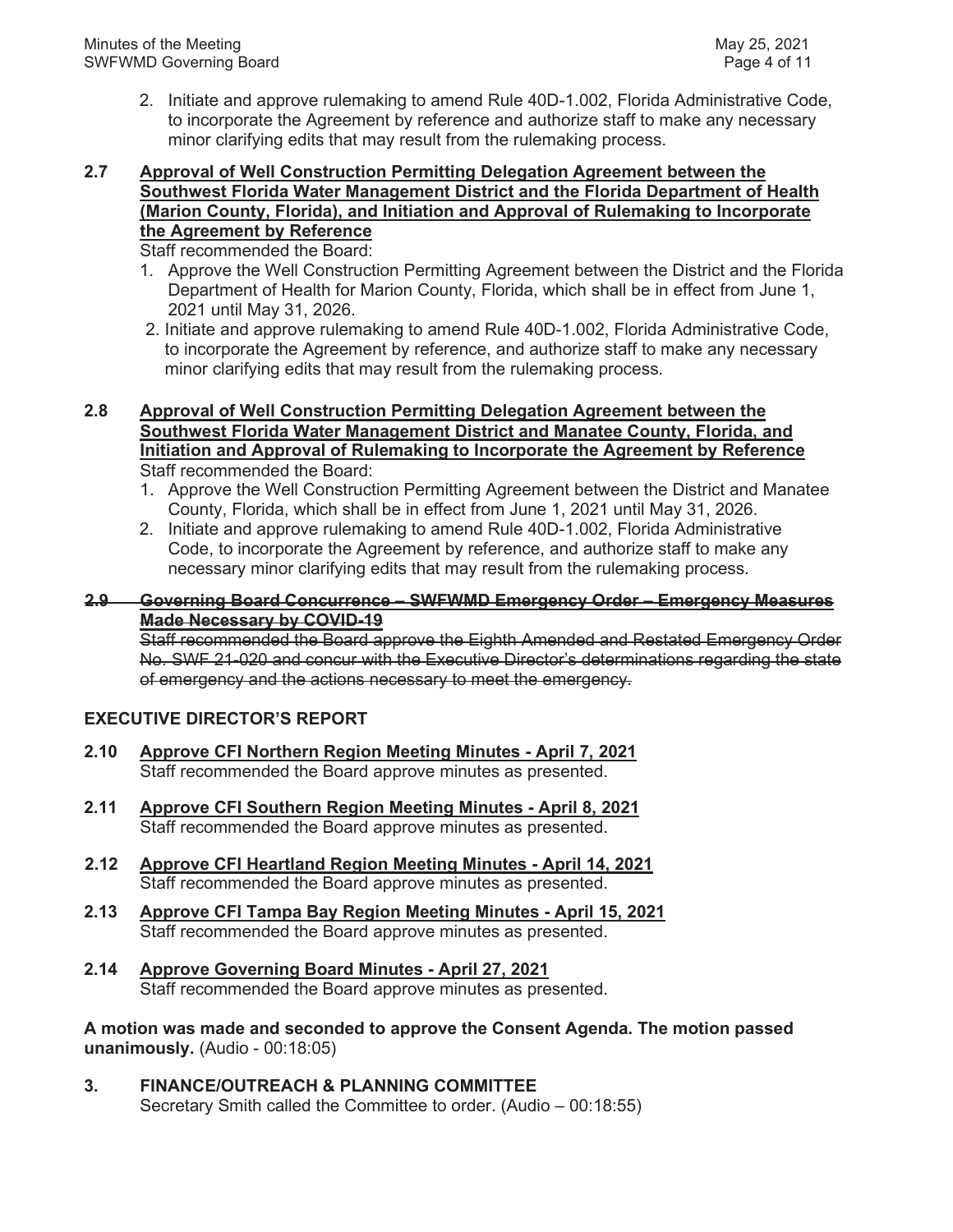2. Initiate and approve rulemaking to amend Rule 40D-1.002, Florida Administrative Code, to incorporate the Agreement by reference and authorize staff to make any necessary minor clarifying edits that may result from the rulemaking process.

**2.7 Approval of Well Construction Permitting Delegation Agreement between the Southwest Florida Water Management District and the Florida Department of Health (Marion County, Florida), and Initiation and Approval of Rulemaking to Incorporate the Agreement by Reference**

Staff recommended the Board:

1. Approve the Well Construction Permitting Agreement between the District and the Florida Department of Health for Marion County, Florida, which shall be in effect from June 1, 2021 until May 31, 2026.
2. Initiate and approve rulemaking to amend Rule 40D-1.002, Florida Administrative Code, to incorporate the Agreement by reference, and authorize staff to make any necessary minor clarifying edits that may result from the rulemaking process.

**2.8 Approval of Well Construction Permitting Delegation Agreement between the Southwest Florida Water Management District and Manatee County, Florida, and Initiation and Approval of Rulemaking to Incorporate the Agreement by Reference**

Staff recommended the Board:

1. Approve the Well Construction Permitting Agreement between the District and Manatee County, Florida, which shall be in effect from June 1, 2021 until May 31, 2026.
2. Initiate and approve rulemaking to amend Rule 40D-1.002, Florida Administrative Code, to incorporate the Agreement by reference, and authorize staff to make any necessary minor clarifying edits that may result from the rulemaking process.

~~**2.9 Governing Board Concurrence – SWFWMD Emergency Order – Emergency Measures Made Necessary by COVID-19**~~

~~Staff recommended the Board approve the Eighth Amended and Restated Emergency Order No. SWF 21-020 and concur with the Executive Director's determinations regarding the state of emergency and the actions necessary to meet the emergency.~~

**EXECUTIVE DIRECTOR'S REPORT**

**2.10 Approve CFI Northern Region Meeting Minutes - April 7, 2021**

Staff recommended the Board approve minutes as presented.

**2.11 Approve CFI Southern Region Meeting Minutes - April 8, 2021**

Staff recommended the Board approve minutes as presented.

**2.12 Approve CFI Heartland Region Meeting Minutes - April 14, 2021**

Staff recommended the Board approve minutes as presented.

**2.13 Approve CFI Tampa Bay Region Meeting Minutes - April 15, 2021**

Staff recommended the Board approve minutes as presented.

**2.14 Approve Governing Board Minutes - April 27, 2021**

Staff recommended the Board approve minutes as presented.

**A motion was made and seconded to approve the Consent Agenda. The motion passed unanimously.** (Audio - 00:18:05)

**3. FINANCE/OUTREACH & PLANNING COMMITTEE**

Secretary Smith called the Committee to order. (Audio – 00:18:55)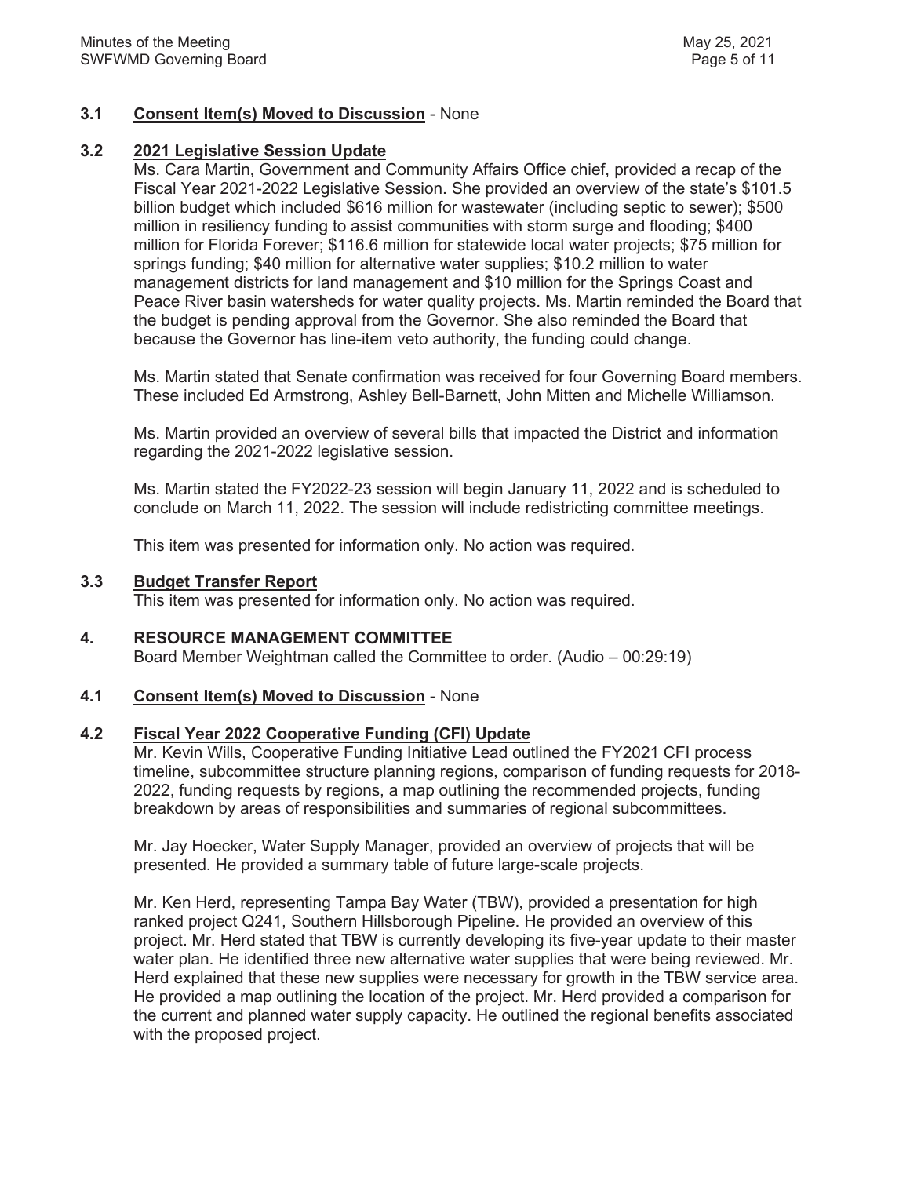### 3.1 **Consent Item(s) Moved to Discussion** - None

### 3.2 **2021 Legislative Session Update**

Ms. Cara Martin, Government and Community Affairs Office chief, provided a recap of the Fiscal Year 2021-2022 Legislative Session. She provided an overview of the state's $101.5 billion budget which included $616 million for wastewater (including septic to sewer); $500 million in resiliency funding to assist communities with storm surge and flooding; $400 million for Florida Forever; $116.6 million for statewide local water projects; $75 million for springs funding; $40 million for alternative water supplies; $10.2 million to water management districts for land management and $10 million for the Springs Coast and Peace River basin watersheds for water quality projects. Ms. Martin reminded the Board that the budget is pending approval from the Governor. She also reminded the Board that because the Governor has line-item veto authority, the funding could change.

Ms. Martin stated that Senate confirmation was received for four Governing Board members. These included Ed Armstrong, Ashley Bell-Barnett, John Mitten and Michelle Williamson.

Ms. Martin provided an overview of several bills that impacted the District and information regarding the 2021-2022 legislative session.

Ms. Martin stated the FY2022-23 session will begin January 11, 2022 and is scheduled to conclude on March 11, 2022. The session will include redistricting committee meetings.

This item was presented for information only. No action was required.

### 3.3 **Budget Transfer Report**

This item was presented for information only. No action was required.

## 4. RESOURCE MANAGEMENT COMMITTEE

Board Member Weightman called the Committee to order. (Audio – 00:29:19)

### 4.1 **Consent Item(s) Moved to Discussion** - None

### 4.2 **Fiscal Year 2022 Cooperative Funding (CFI) Update**

Mr. Kevin Wills, Cooperative Funding Initiative Lead outlined the FY2021 CFI process timeline, subcommittee structure planning regions, comparison of funding requests for 2018-2022, funding requests by regions, a map outlining the recommended projects, funding breakdown by areas of responsibilities and summaries of regional subcommittees.

Mr. Jay Hoecker, Water Supply Manager, provided an overview of projects that will be presented. He provided a summary table of future large-scale projects.

Mr. Ken Herd, representing Tampa Bay Water (TBW), provided a presentation for high ranked project Q241, Southern Hillsborough Pipeline. He provided an overview of this project. Mr. Herd stated that TBW is currently developing its five-year update to their master water plan. He identified three new alternative water supplies that were being reviewed. Mr. Herd explained that these new supplies were necessary for growth in the TBW service area. He provided a map outlining the location of the project. Mr. Herd provided a comparison for the current and planned water supply capacity. He outlined the regional benefits associated with the proposed project.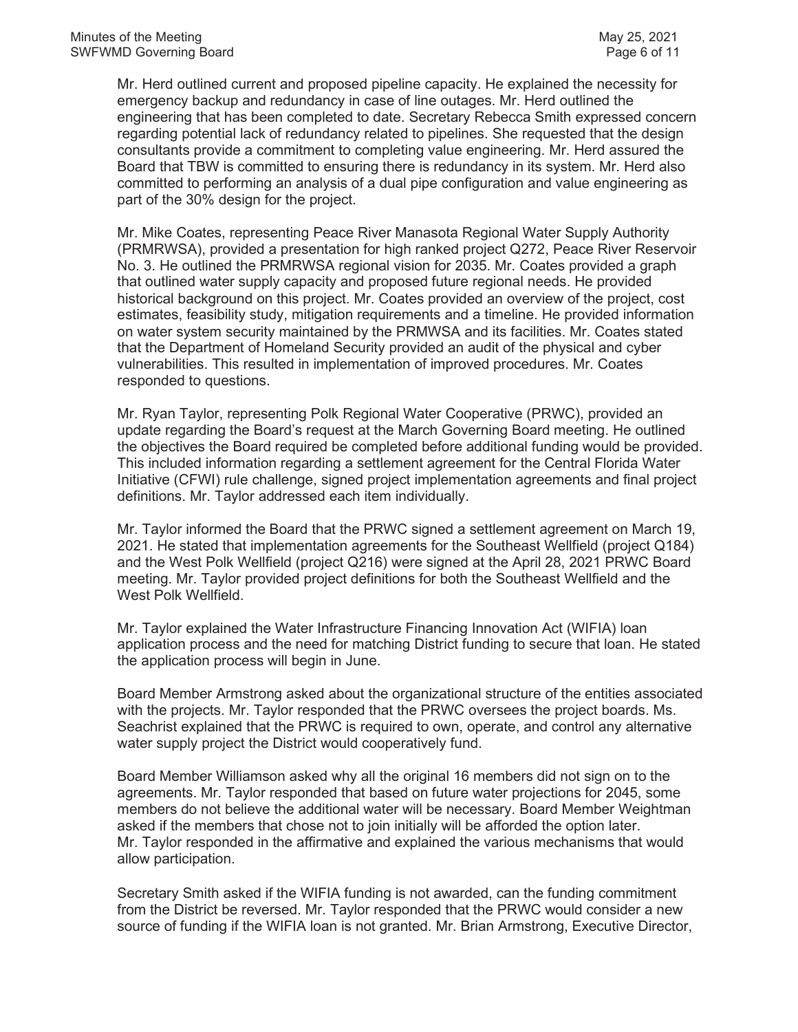Mr. Herd outlined current and proposed pipeline capacity. He explained the necessity for emergency backup and redundancy in case of line outages. Mr. Herd outlined the engineering that has been completed to date. Secretary Rebecca Smith expressed concern regarding potential lack of redundancy related to pipelines. She requested that the design consultants provide a commitment to completing value engineering. Mr. Herd assured the Board that TBW is committed to ensuring there is redundancy in its system. Mr. Herd also committed to performing an analysis of a dual pipe configuration and value engineering as part of the 30% design for the project.

Mr. Mike Coates, representing Peace River Manasota Regional Water Supply Authority (PRMRWSA), provided a presentation for high ranked project Q272, Peace River Reservoir No. 3. He outlined the PRMRWSA regional vision for 2035. Mr. Coates provided a graph that outlined water supply capacity and proposed future regional needs. He provided historical background on this project. Mr. Coates provided an overview of the project, cost estimates, feasibility study, mitigation requirements and a timeline. He provided information on water system security maintained by the PRMWSA and its facilities. Mr. Coates stated that the Department of Homeland Security provided an audit of the physical and cyber vulnerabilities. This resulted in implementation of improved procedures. Mr. Coates responded to questions.

Mr. Ryan Taylor, representing Polk Regional Water Cooperative (PRWC), provided an update regarding the Board's request at the March Governing Board meeting. He outlined the objectives the Board required be completed before additional funding would be provided. This included information regarding a settlement agreement for the Central Florida Water Initiative (CFWI) rule challenge, signed project implementation agreements and final project definitions. Mr. Taylor addressed each item individually.

Mr. Taylor informed the Board that the PRWC signed a settlement agreement on March 19, 2021. He stated that implementation agreements for the Southeast Wellfield (project Q184) and the West Polk Wellfield (project Q216) were signed at the April 28, 2021 PRWC Board meeting. Mr. Taylor provided project definitions for both the Southeast Wellfield and the West Polk Wellfield.

Mr. Taylor explained the Water Infrastructure Financing Innovation Act (WIFIA) loan application process and the need for matching District funding to secure that loan. He stated the application process will begin in June.

Board Member Armstrong asked about the organizational structure of the entities associated with the projects. Mr. Taylor responded that the PRWC oversees the project boards. Ms. Seachrist explained that the PRWC is required to own, operate, and control any alternative water supply project the District would cooperatively fund.

Board Member Williamson asked why all the original 16 members did not sign on to the agreements. Mr. Taylor responded that based on future water projections for 2045, some members do not believe the additional water will be necessary. Board Member Weightman asked if the members that chose not to join initially will be afforded the option later. Mr. Taylor responded in the affirmative and explained the various mechanisms that would allow participation.

Secretary Smith asked if the WIFIA funding is not awarded, can the funding commitment from the District be reversed. Mr. Taylor responded that the PRWC would consider a new source of funding if the WIFIA loan is not granted. Mr. Brian Armstrong, Executive Director,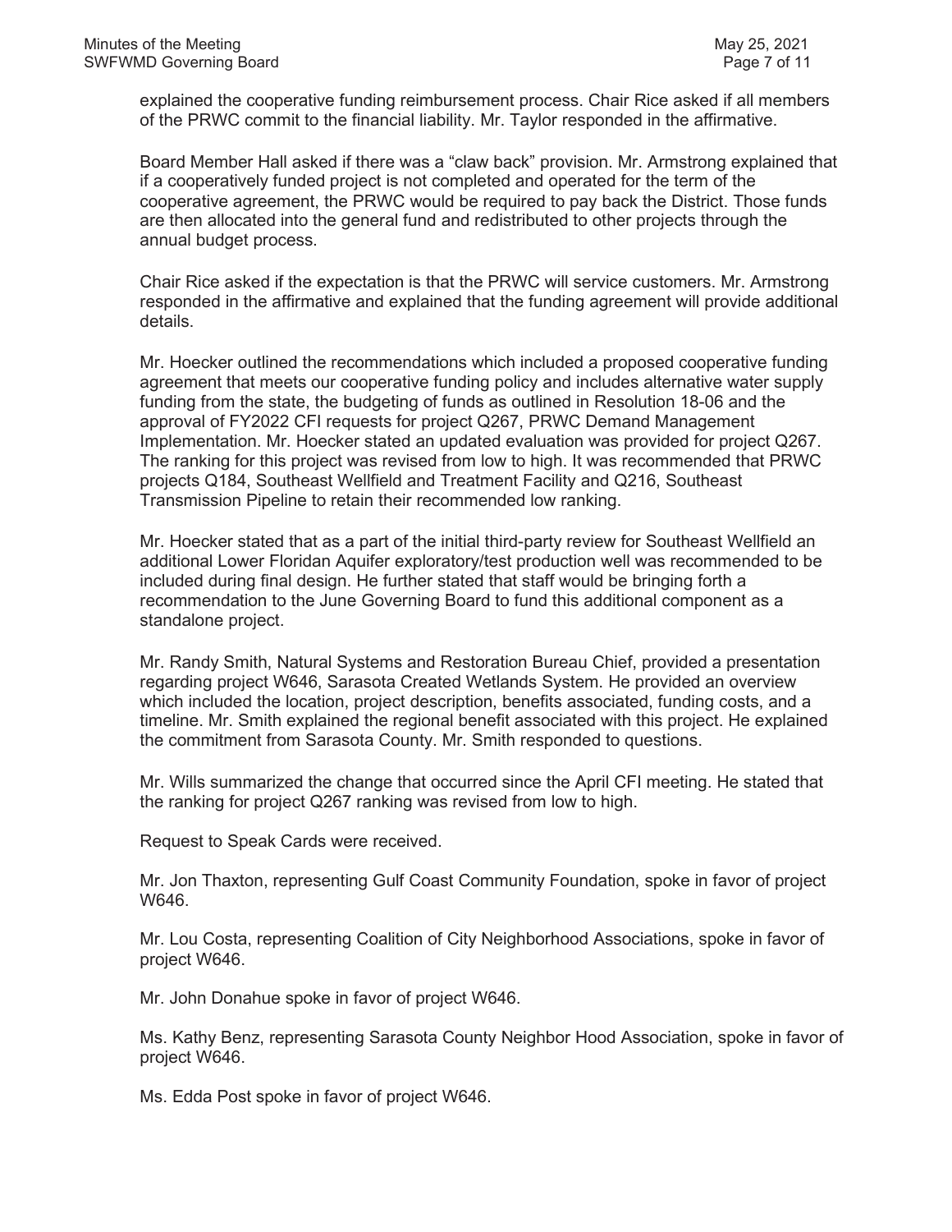explained the cooperative funding reimbursement process. Chair Rice asked if all members of the PRWC commit to the financial liability. Mr. Taylor responded in the affirmative.

Board Member Hall asked if there was a “claw back” provision. Mr. Armstrong explained that if a cooperatively funded project is not completed and operated for the term of the cooperative agreement, the PRWC would be required to pay back the District. Those funds are then allocated into the general fund and redistributed to other projects through the annual budget process.

Chair Rice asked if the expectation is that the PRWC will service customers. Mr. Armstrong responded in the affirmative and explained that the funding agreement will provide additional details.

Mr. Hoecker outlined the recommendations which included a proposed cooperative funding agreement that meets our cooperative funding policy and includes alternative water supply funding from the state, the budgeting of funds as outlined in Resolution 18-06 and the approval of FY2022 CFI requests for project Q267, PRWC Demand Management Implementation. Mr. Hoecker stated an updated evaluation was provided for project Q267. The ranking for this project was revised from low to high. It was recommended that PRWC projects Q184, Southeast Wellfield and Treatment Facility and Q216, Southeast Transmission Pipeline to retain their recommended low ranking.

Mr. Hoecker stated that as a part of the initial third-party review for Southeast Wellfield an additional Lower Floridan Aquifer exploratory/test production well was recommended to be included during final design. He further stated that staff would be bringing forth a recommendation to the June Governing Board to fund this additional component as a standalone project.

Mr. Randy Smith, Natural Systems and Restoration Bureau Chief, provided a presentation regarding project W646, Sarasota Created Wetlands System. He provided an overview which included the location, project description, benefits associated, funding costs, and a timeline. Mr. Smith explained the regional benefit associated with this project. He explained the commitment from Sarasota County. Mr. Smith responded to questions.

Mr. Wills summarized the change that occurred since the April CFI meeting. He stated that the ranking for project Q267 ranking was revised from low to high.

Request to Speak Cards were received.

Mr. Jon Thaxton, representing Gulf Coast Community Foundation, spoke in favor of project W646.

Mr. Lou Costa, representing Coalition of City Neighborhood Associations, spoke in favor of project W646.

Mr. John Donahue spoke in favor of project W646.

Ms. Kathy Benz, representing Sarasota County Neighbor Hood Association, spoke in favor of project W646.

Ms. Edda Post spoke in favor of project W646.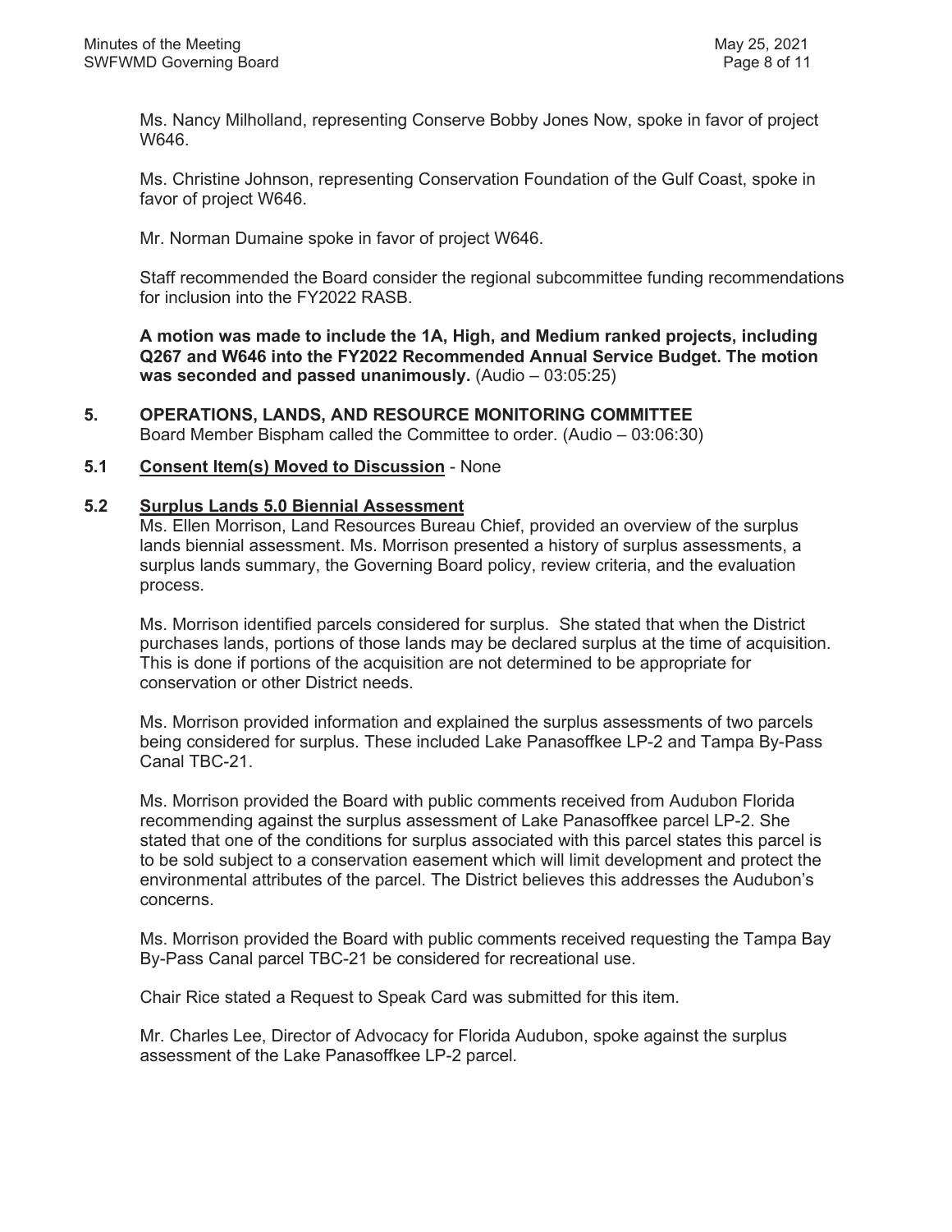Ms. Nancy Milholland, representing Conserve Bobby Jones Now, spoke in favor of project W646.

Ms. Christine Johnson, representing Conservation Foundation of the Gulf Coast, spoke in favor of project W646.

Mr. Norman Dumaine spoke in favor of project W646.

Staff recommended the Board consider the regional subcommittee funding recommendations for inclusion into the FY2022 RASB.

**A motion was made to include the 1A, High, and Medium ranked projects, including Q267 and W646 into the FY2022 Recommended Annual Service Budget. The motion was seconded and passed unanimously.** (Audio – 03:05:25)

## 5. OPERATIONS, LANDS, AND RESOURCE MONITORING COMMITTEE

Board Member Bispham called the Committee to order. (Audio – 03:06:30)

### 5.1 Consent Item(s) Moved to Discussion - None

### 5.2 Surplus Lands 5.0 Biennial Assessment

Ms. Ellen Morrison, Land Resources Bureau Chief, provided an overview of the surplus lands biennial assessment. Ms. Morrison presented a history of surplus assessments, a surplus lands summary, the Governing Board policy, review criteria, and the evaluation process.

Ms. Morrison identified parcels considered for surplus. She stated that when the District purchases lands, portions of those lands may be declared surplus at the time of acquisition. This is done if portions of the acquisition are not determined to be appropriate for conservation or other District needs.

Ms. Morrison provided information and explained the surplus assessments of two parcels being considered for surplus. These included Lake Panasoffkee LP-2 and Tampa By-Pass Canal TBC-21.

Ms. Morrison provided the Board with public comments received from Audubon Florida recommending against the surplus assessment of Lake Panasoffkee parcel LP-2. She stated that one of the conditions for surplus associated with this parcel states this parcel is to be sold subject to a conservation easement which will limit development and protect the environmental attributes of the parcel. The District believes this addresses the Audubon's concerns.

Ms. Morrison provided the Board with public comments received requesting the Tampa Bay By-Pass Canal parcel TBC-21 be considered for recreational use.

Chair Rice stated a Request to Speak Card was submitted for this item.

Mr. Charles Lee, Director of Advocacy for Florida Audubon, spoke against the surplus assessment of the Lake Panasoffkee LP-2 parcel.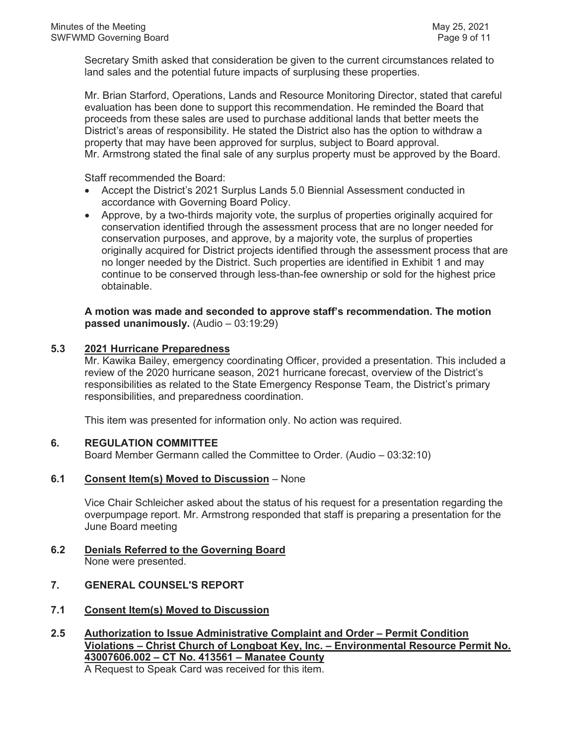Secretary Smith asked that consideration be given to the current circumstances related to land sales and the potential future impacts of surplusing these properties.

Mr. Brian Starford, Operations, Lands and Resource Monitoring Director, stated that careful evaluation has been done to support this recommendation. He reminded the Board that proceeds from these sales are used to purchase additional lands that better meets the District's areas of responsibility. He stated the District also has the option to withdraw a property that may have been approved for surplus, subject to Board approval. Mr. Armstrong stated the final sale of any surplus property must be approved by the Board.

Staff recommended the Board:

- Accept the District's 2021 Surplus Lands 5.0 Biennial Assessment conducted in accordance with Governing Board Policy.
- Approve, by a two-thirds majority vote, the surplus of properties originally acquired for conservation identified through the assessment process that are no longer needed for conservation purposes, and approve, by a majority vote, the surplus of properties originally acquired for District projects identified through the assessment process that are no longer needed by the District. Such properties are identified in Exhibit 1 and may continue to be conserved through less-than-fee ownership or sold for the highest price obtainable.

**A motion was made and seconded to approve staff's recommendation. The motion passed unanimously.** (Audio – 03:19:29)

### 5.3 <u>2021 Hurricane Preparedness</u>

Mr. Kawika Bailey, emergency coordinating Officer, provided a presentation. This included a review of the 2020 hurricane season, 2021 hurricane forecast, overview of the District's responsibilities as related to the State Emergency Response Team, the District's primary responsibilities, and preparedness coordination.

This item was presented for information only. No action was required.

## 6. REGULATION COMMITTEE

Board Member Germann called the Committee to Order. (Audio – 03:32:10)

### 6.1 <u>Consent Item(s) Moved to Discussion</u> – None

Vice Chair Schleicher asked about the status of his request for a presentation regarding the overpumpage report. Mr. Armstrong responded that staff is preparing a presentation for the June Board meeting

### 6.2 <u>Denials Referred to the Governing Board</u>

None were presented.

## 7. GENERAL COUNSEL'S REPORT

### 7.1 <u>Consent Item(s) Moved to Discussion</u>

### 2.5 <u>Authorization to Issue Administrative Complaint and Order – Permit Condition Violations – Christ Church of Longboat Key, Inc. – Environmental Resource Permit No. 43007606.002 – CT No. 413561 – Manatee County</u>

A Request to Speak Card was received for this item.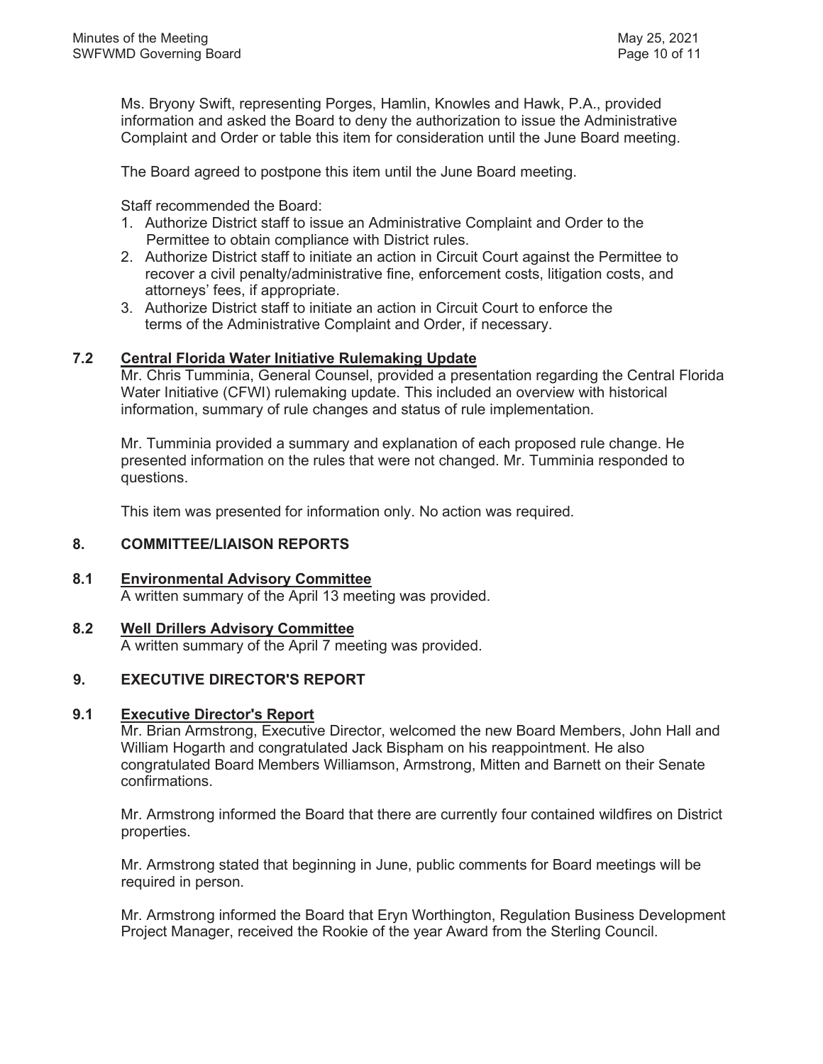Ms. Bryony Swift, representing Porges, Hamlin, Knowles and Hawk, P.A., provided information and asked the Board to deny the authorization to issue the Administrative Complaint and Order or table this item for consideration until the June Board meeting.

The Board agreed to postpone this item until the June Board meeting.

Staff recommended the Board:

1. Authorize District staff to issue an Administrative Complaint and Order to the Permittee to obtain compliance with District rules.
2. Authorize District staff to initiate an action in Circuit Court against the Permittee to recover a civil penalty/administrative fine, enforcement costs, litigation costs, and attorneys' fees, if appropriate.
3. Authorize District staff to initiate an action in Circuit Court to enforce the terms of the Administrative Complaint and Order, if necessary.

**7.2 Central Florida Water Initiative Rulemaking Update**

Mr. Chris Tumminia, General Counsel, provided a presentation regarding the Central Florida Water Initiative (CFWI) rulemaking update. This included an overview with historical information, summary of rule changes and status of rule implementation.

Mr. Tumminia provided a summary and explanation of each proposed rule change. He presented information on the rules that were not changed. Mr. Tumminia responded to questions.

This item was presented for information only. No action was required.

## 8. COMMITTEE/LIAISON REPORTS

**8.1 Environmental Advisory Committee**

A written summary of the April 13 meeting was provided.

**8.2 Well Drillers Advisory Committee**

A written summary of the April 7 meeting was provided.

## 9. EXECUTIVE DIRECTOR'S REPORT

**9.1 Executive Director's Report**

Mr. Brian Armstrong, Executive Director, welcomed the new Board Members, John Hall and William Hogarth and congratulated Jack Bispham on his reappointment. He also congratulated Board Members Williamson, Armstrong, Mitten and Barnett on their Senate confirmations.

Mr. Armstrong informed the Board that there are currently four contained wildfires on District properties.

Mr. Armstrong stated that beginning in June, public comments for Board meetings will be required in person.

Mr. Armstrong informed the Board that Eryn Worthington, Regulation Business Development Project Manager, received the Rookie of the year Award from the Sterling Council.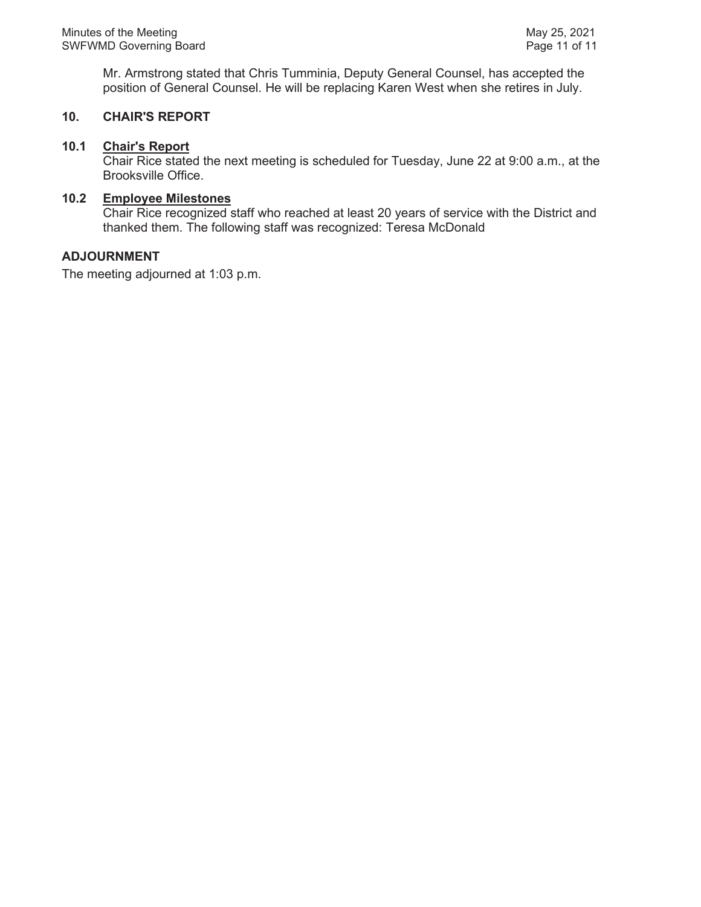Mr. Armstrong stated that Chris Tumminia, Deputy General Counsel, has accepted the position of General Counsel. He will be replacing Karen West when she retires in July.

## 10. CHAIR'S REPORT

### 10.1 Chair's Report

Chair Rice stated the next meeting is scheduled for Tuesday, June 22 at 9:00 a.m., at the Brooksville Office.

### 10.2 Employee Milestones

Chair Rice recognized staff who reached at least 20 years of service with the District and thanked them. The following staff was recognized: Teresa McDonald

## ADJOURNMENT

The meeting adjourned at 1:03 p.m.